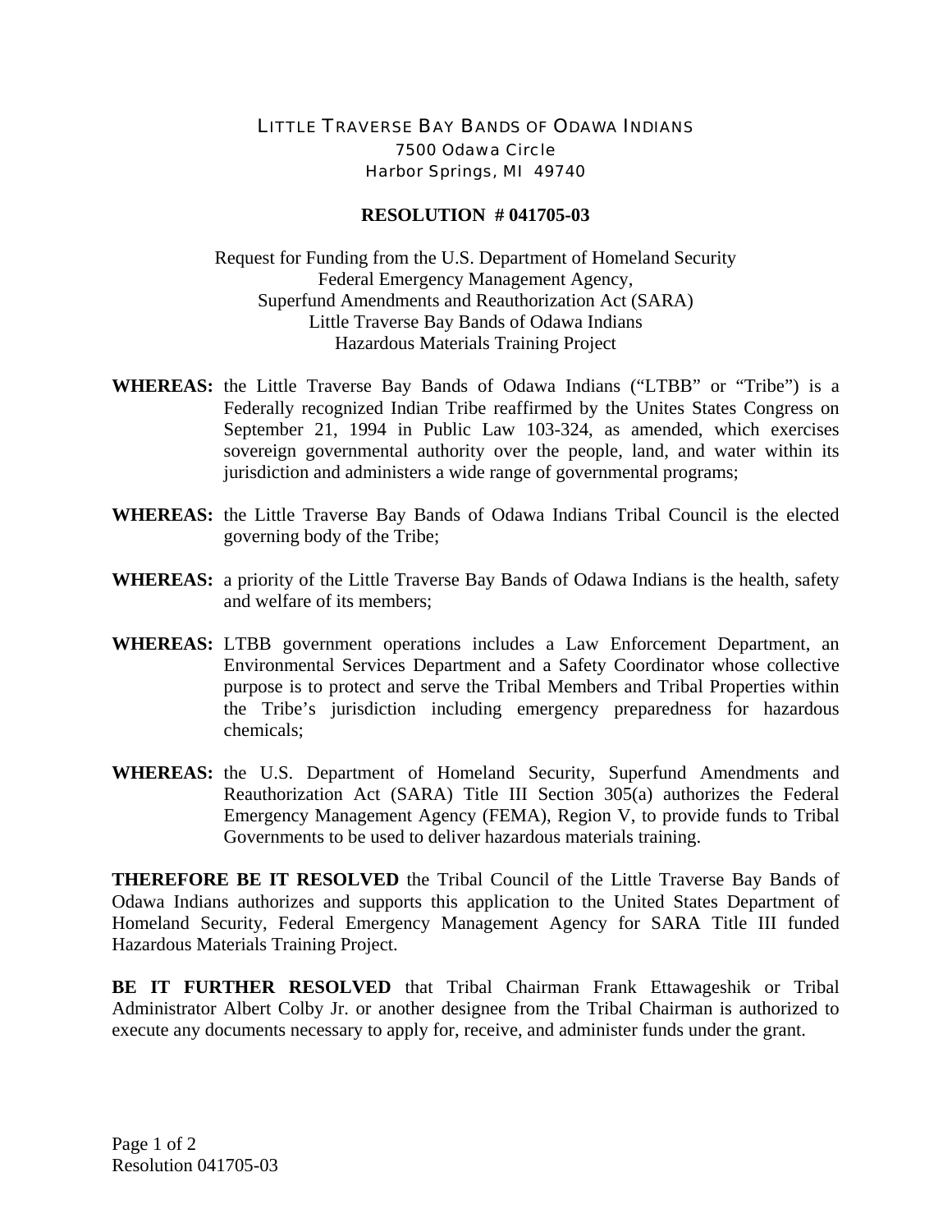LITTLE TRAVERSE BAY BANDS OF ODAWA INDIANS
7500 Odawa Circle
Harbor Springs, MI 49740

**RESOLUTION # 041705-03**

Request for Funding from the U.S. Department of Homeland Security
Federal Emergency Management Agency,
Superfund Amendments and Reauthorization Act (SARA)
Little Traverse Bay Bands of Odawa Indians
Hazardous Materials Training Project

**WHEREAS:** the Little Traverse Bay Bands of Odawa Indians ("LTBB" or "Tribe") is a Federally recognized Indian Tribe reaffirmed by the Unites States Congress on September 21, 1994 in Public Law 103-324, as amended, which exercises sovereign governmental authority over the people, land, and water within its jurisdiction and administers a wide range of governmental programs;

**WHEREAS:** the Little Traverse Bay Bands of Odawa Indians Tribal Council is the elected governing body of the Tribe;

**WHEREAS:** a priority of the Little Traverse Bay Bands of Odawa Indians is the health, safety and welfare of its members;

**WHEREAS:** LTBB government operations includes a Law Enforcement Department, an Environmental Services Department and a Safety Coordinator whose collective purpose is to protect and serve the Tribal Members and Tribal Properties within the Tribe's jurisdiction including emergency preparedness for hazardous chemicals;

**WHEREAS:** the U.S. Department of Homeland Security, Superfund Amendments and Reauthorization Act (SARA) Title III Section 305(a) authorizes the Federal Emergency Management Agency (FEMA), Region V, to provide funds to Tribal Governments to be used to deliver hazardous materials training.

**THEREFORE BE IT RESOLVED** the Tribal Council of the Little Traverse Bay Bands of Odawa Indians authorizes and supports this application to the United States Department of Homeland Security, Federal Emergency Management Agency for SARA Title III funded Hazardous Materials Training Project.

**BE IT FURTHER RESOLVED** that Tribal Chairman Frank Ettawageshik or Tribal Administrator Albert Colby Jr. or another designee from the Tribal Chairman is authorized to execute any documents necessary to apply for, receive, and administer funds under the grant.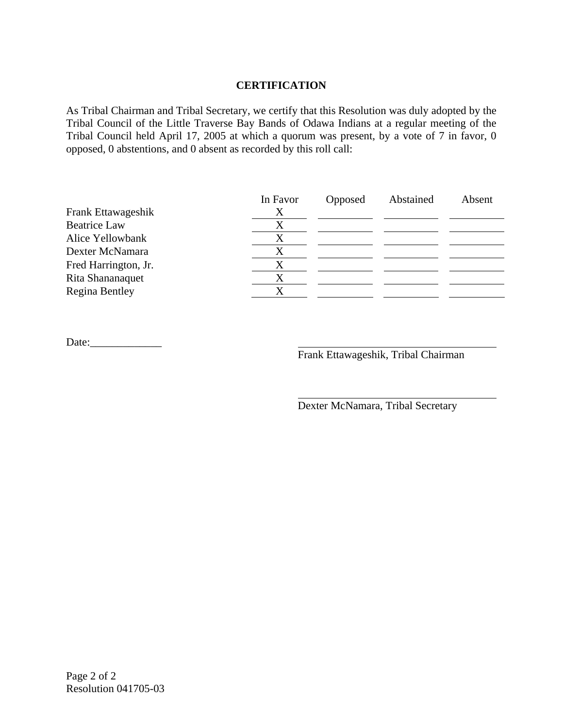## CERTIFICATION

As Tribal Chairman and Tribal Secretary, we certify that this Resolution was duly adopted by the Tribal Council of the Little Traverse Bay Bands of Odawa Indians at a regular meeting of the Tribal Council held April 17, 2005 at which a quorum was present, by a vote of 7 in favor, 0 opposed, 0 abstentions, and 0 absent as recorded by this roll call:

| | In Favor | Opposed | Abstained | Absent |
|---|---|---|---|---|
| Frank Ettawageshik | X | | | |
| Beatrice Law | X | | | |
| Alice Yellowbank | X | | | |
| Dexter McNamara | X | | | |
| Fred Harrington, Jr. | X | | | |
| Rita Shananaquet | X | | | |
| Regina Bentley | X | | | |

Date:_____________

_____________________________________
Frank Ettawageshik, Tribal Chairman

_____________________________________
Dexter McNamara, Tribal Secretary

Resolution 041705-03